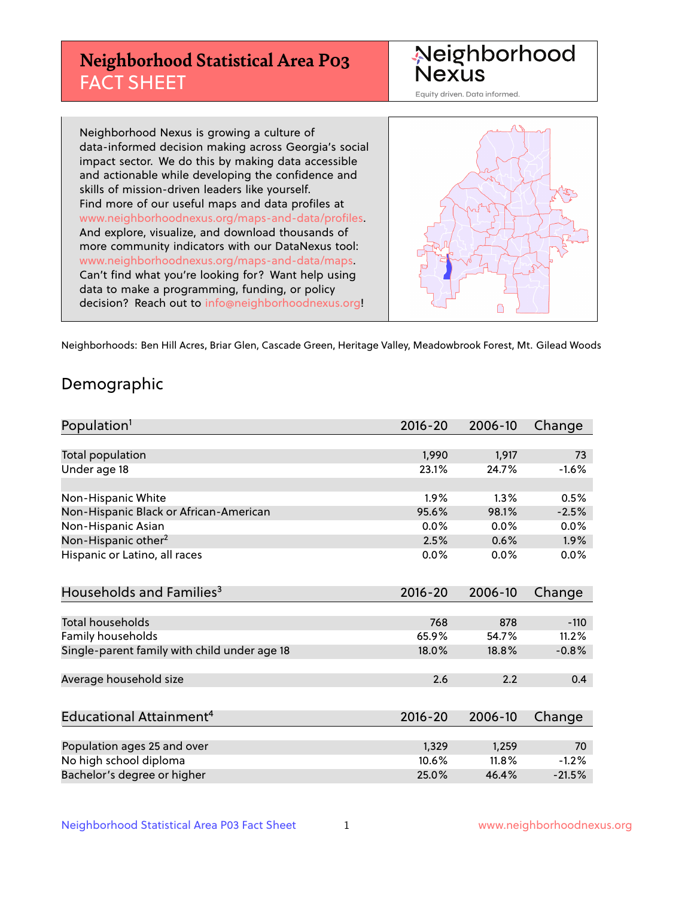# Neighborhood Statistical Area P03 FACT SHEET

Neighborhood Nexus
Equity driven. Data informed.

Neighborhood Nexus is growing a culture of data-informed decision making across Georgia's social impact sector. We do this by making data accessible and actionable while developing the confidence and skills of mission-driven leaders like yourself. Find more of our useful maps and data profiles at www.neighborhoodnexus.org/maps-and-data/profiles. And explore, visualize, and download thousands of more community indicators with our DataNexus tool: www.neighborhoodnexus.org/maps-and-data/maps. Can't find what you're looking for? Want help using data to make a programming, funding, or policy decision? Reach out to info@neighborhoodnexus.org!

Neighborhoods: Ben Hill Acres, Briar Glen, Cascade Green, Heritage Valley, Meadowbrook Forest, Mt. Gilead Woods

## Demographic

| Population[1] | 2016-20 | 2006-10 | Change |
|---|---|---|---|
| Total population | 1,990 | 1,917 | 73 |
| Under age 18 | 23.1% | 24.7% | -1.6% |
| | | | |
| Non-Hispanic White | 1.9% | 1.3% | 0.5% |
| Non-Hispanic Black or African-American | 95.6% | 98.1% | -2.5% |
| Non-Hispanic Asian | 0.0% | 0.0% | 0.0% |
| Non-Hispanic other[2] | 2.5% | 0.6% | 1.9% |
| Hispanic or Latino, all races | 0.0% | 0.0% | 0.0% |

| Households and Families[3] | 2016-20 | 2006-10 | Change |
|---|---|---|---|
| Total households | 768 | 878 | -110 |
| Family households | 65.9% | 54.7% | 11.2% |
| Single-parent family with child under age 18 | 18.0% | 18.8% | -0.8% |
| | | | |
| Average household size | 2.6 | 2.2 | 0.4 |

| Educational Attainment[4] | 2016-20 | 2006-10 | Change |
|---|---|---|---|
| Population ages 25 and over | 1,329 | 1,259 | 70 |
| No high school diploma | 10.6% | 11.8% | -1.2% |
| Bachelor's degree or higher | 25.0% | 46.4% | -21.5% |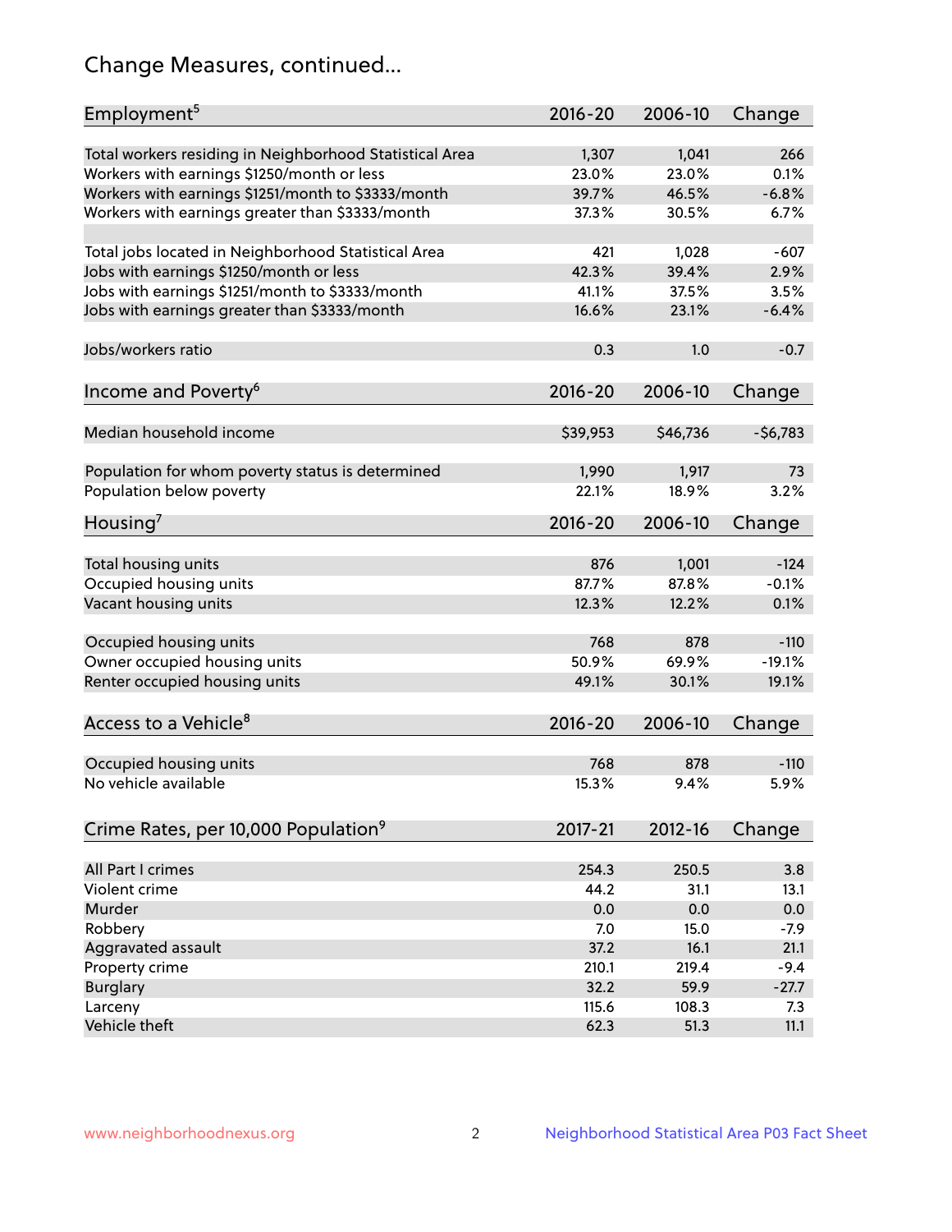# Change Measures, continued...

| Employment[5] | 2016-20 | 2006-10 | Change |
|---|---|---|---|
| Total workers residing in Neighborhood Statistical Area | 1,307 | 1,041 | 266 |
| Workers with earnings $1250/month or less | 23.0% | 23.0% | 0.1% |
| Workers with earnings $1251/month to $3333/month | 39.7% | 46.5% | -6.8% |
| Workers with earnings greater than $3333/month | 37.3% | 30.5% | 6.7% |
| | | | |
| Total jobs located in Neighborhood Statistical Area | 421 | 1,028 | -607 |
| Jobs with earnings $1250/month or less | 42.3% | 39.4% | 2.9% |
| Jobs with earnings $1251/month to $3333/month | 41.1% | 37.5% | 3.5% |
| Jobs with earnings greater than $3333/month | 16.6% | 23.1% | -6.4% |
| | | | |
| Jobs/workers ratio | 0.3 | 1.0 | -0.7 |

| Income and Poverty[6] | 2016-20 | 2006-10 | Change |
|---|---|---|---|
| Median household income | $39,953 | $46,736 | -$6,783 |
| | | | |
| Population for whom poverty status is determined | 1,990 | 1,917 | 73 |
| Population below poverty | 22.1% | 18.9% | 3.2% |

| Housing[7] | 2016-20 | 2006-10 | Change |
|---|---|---|---|
| Total housing units | 876 | 1,001 | -124 |
| Occupied housing units | 87.7% | 87.8% | -0.1% |
| Vacant housing units | 12.3% | 12.2% | 0.1% |
| | | | |
| Occupied housing units | 768 | 878 | -110 |
| Owner occupied housing units | 50.9% | 69.9% | -19.1% |
| Renter occupied housing units | 49.1% | 30.1% | 19.1% |

| Access to a Vehicle[8] | 2016-20 | 2006-10 | Change |
|---|---|---|---|
| Occupied housing units | 768 | 878 | -110 |
| No vehicle available | 15.3% | 9.4% | 5.9% |

| Crime Rates, per 10,000 Population[9] | 2017-21 | 2012-16 | Change |
|---|---|---|---|
| All Part I crimes | 254.3 | 250.5 | 3.8 |
| Violent crime | 44.2 | 31.1 | 13.1 |
| Murder | 0.0 | 0.0 | 0.0 |
| Robbery | 7.0 | 15.0 | -7.9 |
| Aggravated assault | 37.2 | 16.1 | 21.1 |
| Property crime | 210.1 | 219.4 | -9.4 |
| Burglary | 32.2 | 59.9 | -27.7 |
| Larceny | 115.6 | 108.3 | 7.3 |
| Vehicle theft | 62.3 | 51.3 | 11.1 |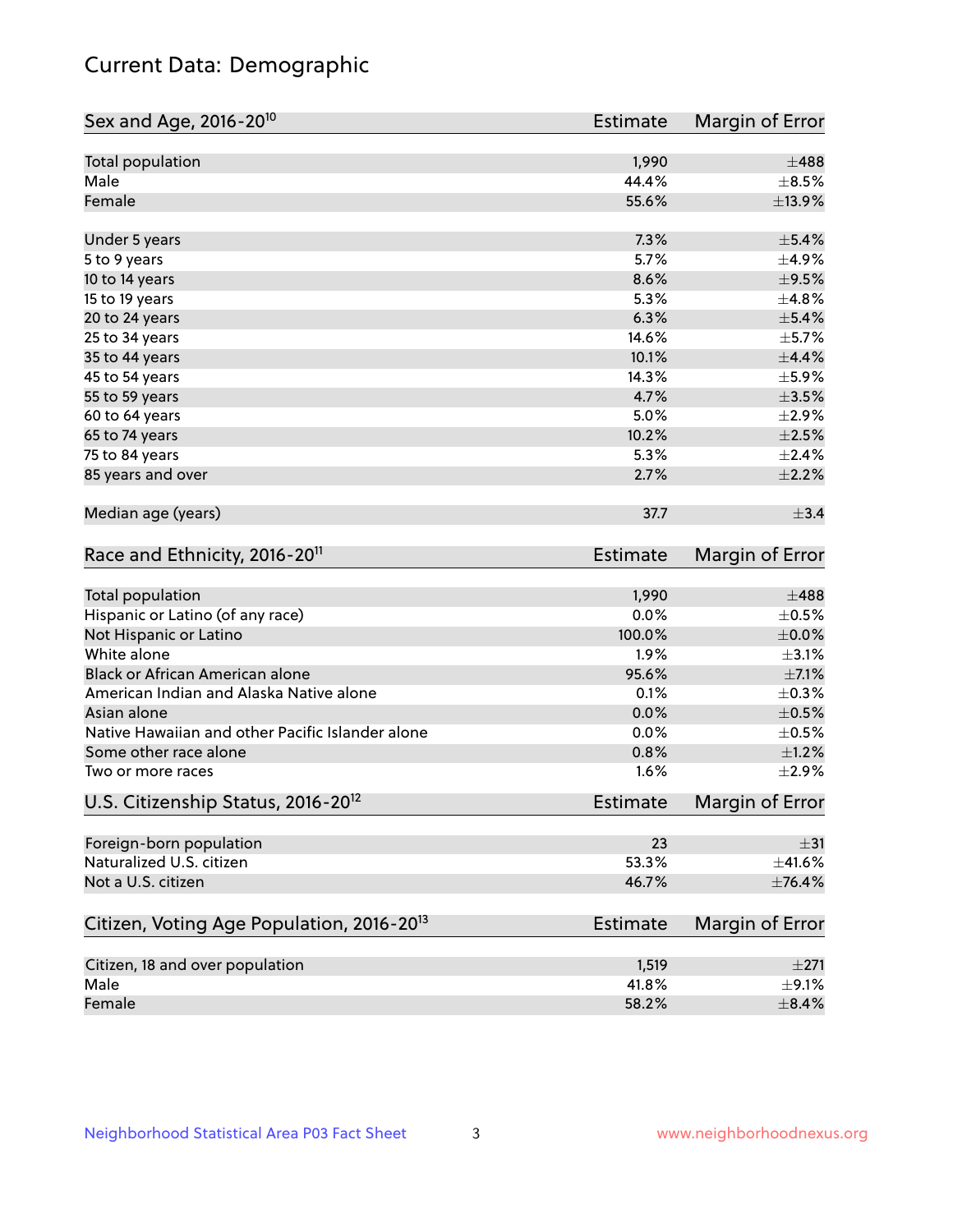# Current Data: Demographic

| Sex and Age, 2016-20[10] | Estimate | Margin of Error |
|---|---|---|
| Total population | 1,990 | ±488 |
| Male | 44.4% | ±8.5% |
| Female | 55.6% | ±13.9% |
| Under 5 years | 7.3% | ±5.4% |
| 5 to 9 years | 5.7% | ±4.9% |
| 10 to 14 years | 8.6% | ±9.5% |
| 15 to 19 years | 5.3% | ±4.8% |
| 20 to 24 years | 6.3% | ±5.4% |
| 25 to 34 years | 14.6% | ±5.7% |
| 35 to 44 years | 10.1% | ±4.4% |
| 45 to 54 years | 14.3% | ±5.9% |
| 55 to 59 years | 4.7% | ±3.5% |
| 60 to 64 years | 5.0% | ±2.9% |
| 65 to 74 years | 10.2% | ±2.5% |
| 75 to 84 years | 5.3% | ±2.4% |
| 85 years and over | 2.7% | ±2.2% |
| Median age (years) | 37.7 | ±3.4 |

| Race and Ethnicity, 2016-20[11] | Estimate | Margin of Error |
|---|---|---|
| Total population | 1,990 | ±488 |
| Hispanic or Latino (of any race) | 0.0% | ±0.5% |
| Not Hispanic or Latino | 100.0% | ±0.0% |
| White alone | 1.9% | ±3.1% |
| Black or African American alone | 95.6% | ±7.1% |
| American Indian and Alaska Native alone | 0.1% | ±0.3% |
| Asian alone | 0.0% | ±0.5% |
| Native Hawaiian and other Pacific Islander alone | 0.0% | ±0.5% |
| Some other race alone | 0.8% | ±1.2% |
| Two or more races | 1.6% | ±2.9% |

| U.S. Citizenship Status, 2016-20[12] | Estimate | Margin of Error |
|---|---|---|
| Foreign-born population | 23 | ±31 |
| Naturalized U.S. citizen | 53.3% | ±41.6% |
| Not a U.S. citizen | 46.7% | ±76.4% |

| Citizen, Voting Age Population, 2016-20[13] | Estimate | Margin of Error |
|---|---|---|
| Citizen, 18 and over population | 1,519 | ±271 |
| Male | 41.8% | ±9.1% |
| Female | 58.2% | ±8.4% |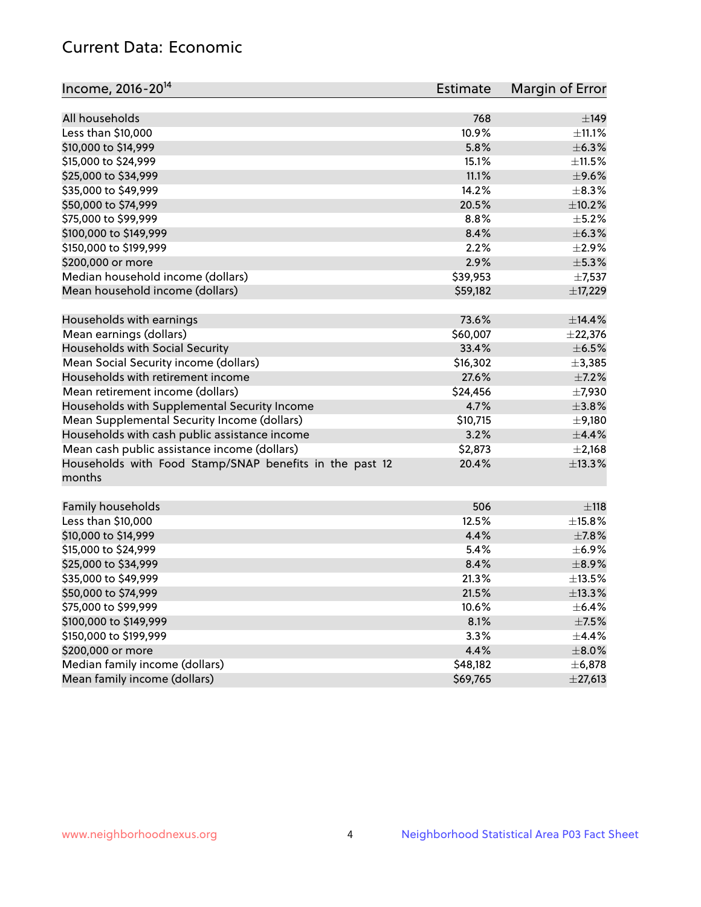# Current Data: Economic

| Income, 2016-20[14] | Estimate | Margin of Error |
|---|---|---|
| All households | 768 | ±149 |
| Less than $10,000 | 10.9% | ±11.1% |
| $10,000 to $14,999 | 5.8% | ±6.3% |
| $15,000 to $24,999 | 15.1% | ±11.5% |
| $25,000 to $34,999 | 11.1% | ±9.6% |
| $35,000 to $49,999 | 14.2% | ±8.3% |
| $50,000 to $74,999 | 20.5% | ±10.2% |
| $75,000 to $99,999 | 8.8% | ±5.2% |
| $100,000 to $149,999 | 8.4% | ±6.3% |
| $150,000 to $199,999 | 2.2% | ±2.9% |
| $200,000 or more | 2.9% | ±5.3% |
| Median household income (dollars) | $39,953 | ±7,537 |
| Mean household income (dollars) | $59,182 | ±17,229 |
| | | |
| Households with earnings | 73.6% | ±14.4% |
| Mean earnings (dollars) | $60,007 | ±22,376 |
| Households with Social Security | 33.4% | ±6.5% |
| Mean Social Security income (dollars) | $16,302 | ±3,385 |
| Households with retirement income | 27.6% | ±7.2% |
| Mean retirement income (dollars) | $24,456 | ±7,930 |
| Households with Supplemental Security Income | 4.7% | ±3.8% |
| Mean Supplemental Security Income (dollars) | $10,715 | ±9,180 |
| Households with cash public assistance income | 3.2% | ±4.4% |
| Mean cash public assistance income (dollars) | $2,873 | ±2,168 |
| Households with Food Stamp/SNAP benefits in the past 12 months | 20.4% | ±13.3% |
| | | |
| Family households | 506 | ±118 |
| Less than $10,000 | 12.5% | ±15.8% |
| $10,000 to $14,999 | 4.4% | ±7.8% |
| $15,000 to $24,999 | 5.4% | ±6.9% |
| $25,000 to $34,999 | 8.4% | ±8.9% |
| $35,000 to $49,999 | 21.3% | ±13.5% |
| $50,000 to $74,999 | 21.5% | ±13.3% |
| $75,000 to $99,999 | 10.6% | ±6.4% |
| $100,000 to $149,999 | 8.1% | ±7.5% |
| $150,000 to $199,999 | 3.3% | ±4.4% |
| $200,000 or more | 4.4% | ±8.0% |
| Median family income (dollars) | $48,182 | ±6,878 |
| Mean family income (dollars) | $69,765 | ±27,613 |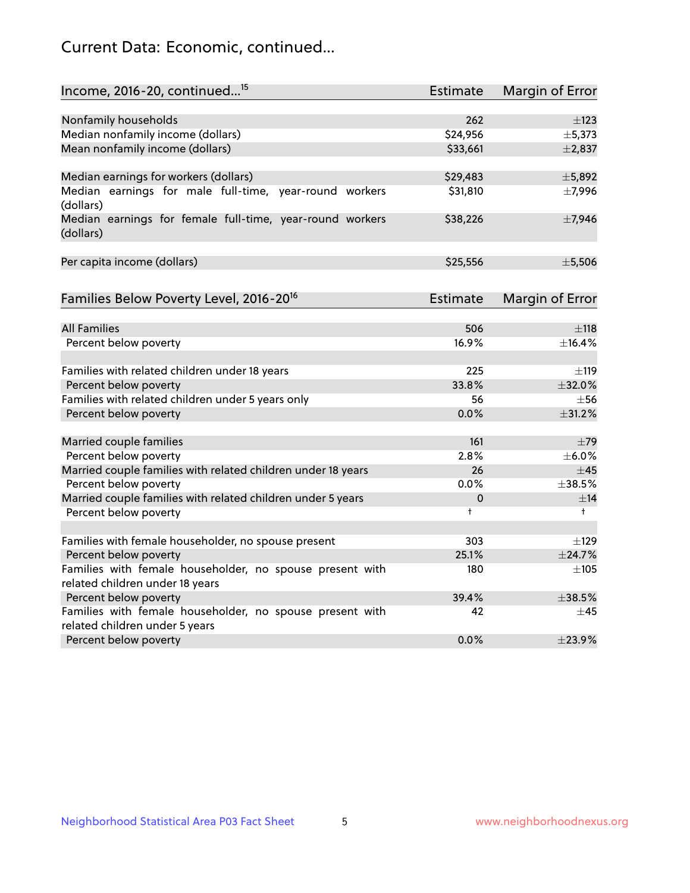## Current Data: Economic, continued...

| Income, 2016-20, continued...[15] | Estimate | Margin of Error |
|---|---|---|
| Nonfamily households | 262 | ±123 |
| Median nonfamily income (dollars) | $24,956 | ±5,373 |
| Mean nonfamily income (dollars) | $33,661 | ±2,837 |
| Median earnings for workers (dollars) | $29,483 | ±5,892 |
| Median earnings for male full-time, year-round workers (dollars) | $31,810 | ±7,996 |
| Median earnings for female full-time, year-round workers (dollars) | $38,226 | ±7,946 |
| Per capita income (dollars) | $25,556 | ±5,506 |

| Families Below Poverty Level, 2016-20[16] | Estimate | Margin of Error |
|---|---|---|
| All Families | 506 | ±118 |
| Percent below poverty | 16.9% | ±16.4% |
| Families with related children under 18 years | 225 | ±119 |
| Percent below poverty | 33.8% | ±32.0% |
| Families with related children under 5 years only | 56 | ±56 |
| Percent below poverty | 0.0% | ±31.2% |
| Married couple families | 161 | ±79 |
| Percent below poverty | 2.8% | ±6.0% |
| Married couple families with related children under 18 years | 26 | ±45 |
| Percent below poverty | 0.0% | ±38.5% |
| Married couple families with related children under 5 years | 0 | ±14 |
| Percent below poverty | † | † |
| Families with female householder, no spouse present | 303 | ±129 |
| Percent below poverty | 25.1% | ±24.7% |
| Families with female householder, no spouse present with related children under 18 years | 180 | ±105 |
| Percent below poverty | 39.4% | ±38.5% |
| Families with female householder, no spouse present with related children under 5 years | 42 | ±45 |
| Percent below poverty | 0.0% | ±23.9% |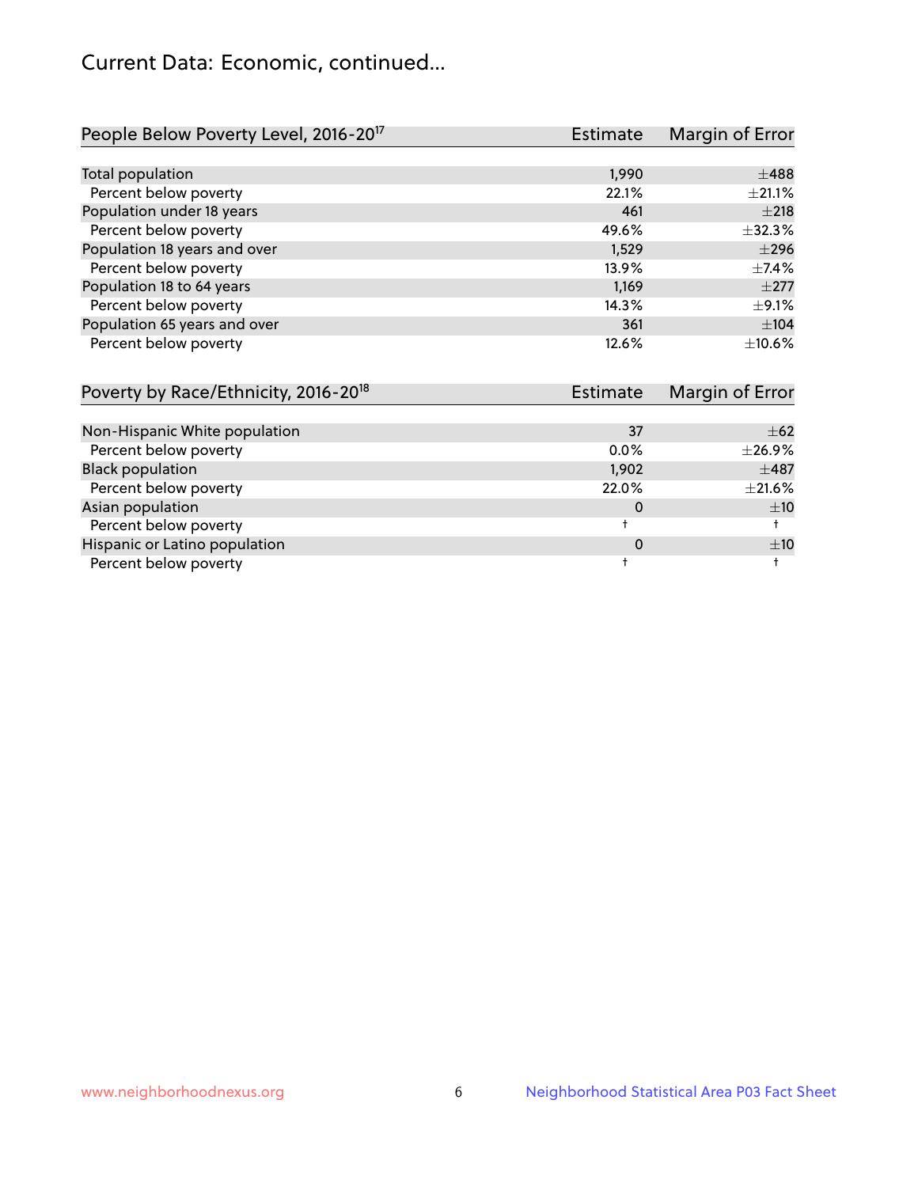# Current Data: Economic, continued...

| People Below Poverty Level, 2016-20[17] | Estimate | Margin of Error |
|---|---|---|
| Total population | 1,990 | ±488 |
| Percent below poverty | 22.1% | ±21.1% |
| Population under 18 years | 461 | ±218 |
| Percent below poverty | 49.6% | ±32.3% |
| Population 18 years and over | 1,529 | ±296 |
| Percent below poverty | 13.9% | ±7.4% |
| Population 18 to 64 years | 1,169 | ±277 |
| Percent below poverty | 14.3% | ±9.1% |
| Population 65 years and over | 361 | ±104 |
| Percent below poverty | 12.6% | ±10.6% |

| Poverty by Race/Ethnicity, 2016-20[18] | Estimate | Margin of Error |
|---|---|---|
| Non-Hispanic White population | 37 | ±62 |
| Percent below poverty | 0.0% | ±26.9% |
| Black population | 1,902 | ±487 |
| Percent below poverty | 22.0% | ±21.6% |
| Asian population | 0 | ±10 |
| Percent below poverty | † | † |
| Hispanic or Latino population | 0 | ±10 |
| Percent below poverty | † | † |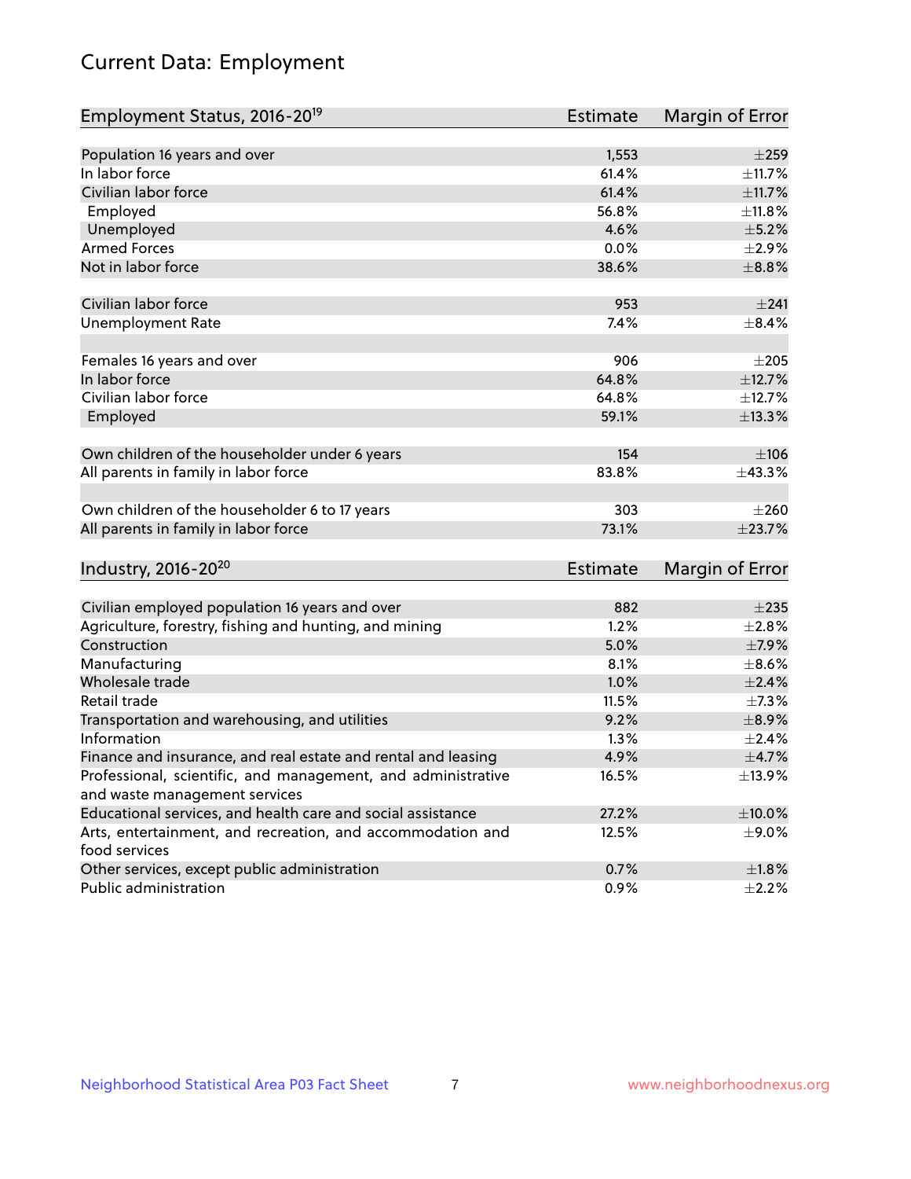# Current Data: Employment

| Employment Status, 2016-20[19] | Estimate | Margin of Error |
|---|---|---|
| Population 16 years and over | 1,553 | ±259 |
| In labor force | 61.4% | ±11.7% |
| Civilian labor force | 61.4% | ±11.7% |
| Employed | 56.8% | ±11.8% |
| Unemployed | 4.6% | ±5.2% |
| Armed Forces | 0.0% | ±2.9% |
| Not in labor force | 38.6% | ±8.8% |
| | | |
| Civilian labor force | 953 | ±241 |
| Unemployment Rate | 7.4% | ±8.4% |
| | | |
| Females 16 years and over | 906 | ±205 |
| In labor force | 64.8% | ±12.7% |
| Civilian labor force | 64.8% | ±12.7% |
| Employed | 59.1% | ±13.3% |
| | | |
| Own children of the householder under 6 years | 154 | ±106 |
| All parents in family in labor force | 83.8% | ±43.3% |
| | | |
| Own children of the householder 6 to 17 years | 303 | ±260 |
| All parents in family in labor force | 73.1% | ±23.7% |

| Industry, 2016-20[20] | Estimate | Margin of Error |
|---|---|---|
| Civilian employed population 16 years and over | 882 | ±235 |
| Agriculture, forestry, fishing and hunting, and mining | 1.2% | ±2.8% |
| Construction | 5.0% | ±7.9% |
| Manufacturing | 8.1% | ±8.6% |
| Wholesale trade | 1.0% | ±2.4% |
| Retail trade | 11.5% | ±7.3% |
| Transportation and warehousing, and utilities | 9.2% | ±8.9% |
| Information | 1.3% | ±2.4% |
| Finance and insurance, and real estate and rental and leasing | 4.9% | ±4.7% |
| Professional, scientific, and management, and administrative and waste management services | 16.5% | ±13.9% |
| Educational services, and health care and social assistance | 27.2% | ±10.0% |
| Arts, entertainment, and recreation, and accommodation and food services | 12.5% | ±9.0% |
| Other services, except public administration | 0.7% | ±1.8% |
| Public administration | 0.9% | ±2.2% |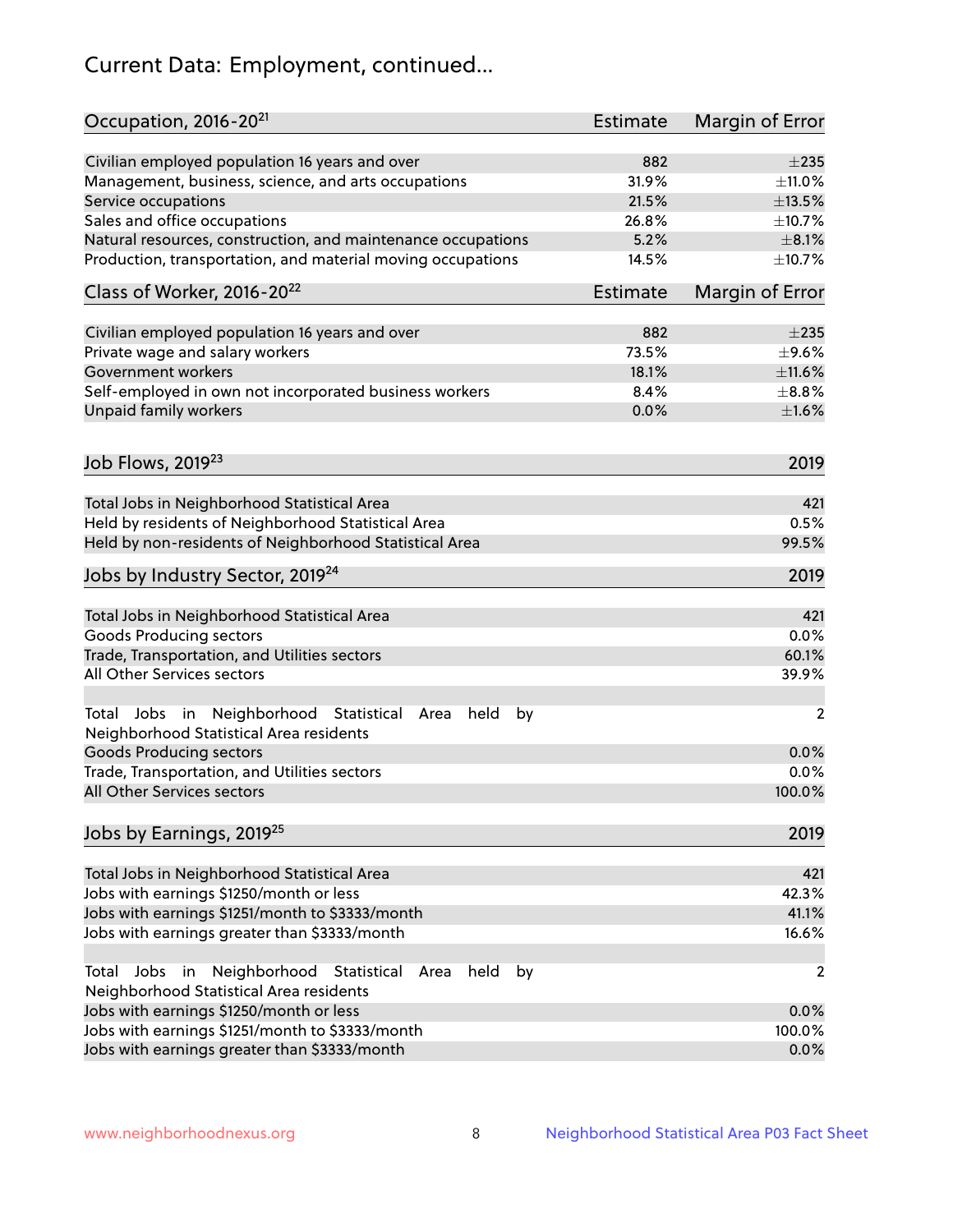# Current Data: Employment, continued...

| Occupation, 2016-20[21] | Estimate | Margin of Error |
|---|---|---|
| Civilian employed population 16 years and over | 882 | ±235 |
| Management, business, science, and arts occupations | 31.9% | ±11.0% |
| Service occupations | 21.5% | ±13.5% |
| Sales and office occupations | 26.8% | ±10.7% |
| Natural resources, construction, and maintenance occupations | 5.2% | ±8.1% |
| Production, transportation, and material moving occupations | 14.5% | ±10.7% |

| Class of Worker, 2016-20[22] | Estimate | Margin of Error |
|---|---|---|
| Civilian employed population 16 years and over | 882 | ±235 |
| Private wage and salary workers | 73.5% | ±9.6% |
| Government workers | 18.1% | ±11.6% |
| Self-employed in own not incorporated business workers | 8.4% | ±8.8% |
| Unpaid family workers | 0.0% | ±1.6% |

| Job Flows, 2019[23] | 2019 |
|---|---|
| Total Jobs in Neighborhood Statistical Area | 421 |
| Held by residents of Neighborhood Statistical Area | 0.5% |
| Held by non-residents of Neighborhood Statistical Area | 99.5% |

| Jobs by Industry Sector, 2019[24] | 2019 |
|---|---|
| Total Jobs in Neighborhood Statistical Area | 421 |
| Goods Producing sectors | 0.0% |
| Trade, Transportation, and Utilities sectors | 60.1% |
| All Other Services sectors | 39.9% |
| Total Jobs in Neighborhood Statistical Area held by Neighborhood Statistical Area residents | 2 |
| Goods Producing sectors | 0.0% |
| Trade, Transportation, and Utilities sectors | 0.0% |
| All Other Services sectors | 100.0% |

| Jobs by Earnings, 2019[25] | 2019 |
|---|---|
| Total Jobs in Neighborhood Statistical Area | 421 |
| Jobs with earnings $1250/month or less | 42.3% |
| Jobs with earnings $1251/month to $3333/month | 41.1% |
| Jobs with earnings greater than $3333/month | 16.6% |
| Total Jobs in Neighborhood Statistical Area held by Neighborhood Statistical Area residents | 2 |
| Jobs with earnings $1250/month or less | 0.0% |
| Jobs with earnings $1251/month to $3333/month | 100.0% |
| Jobs with earnings greater than $3333/month | 0.0% |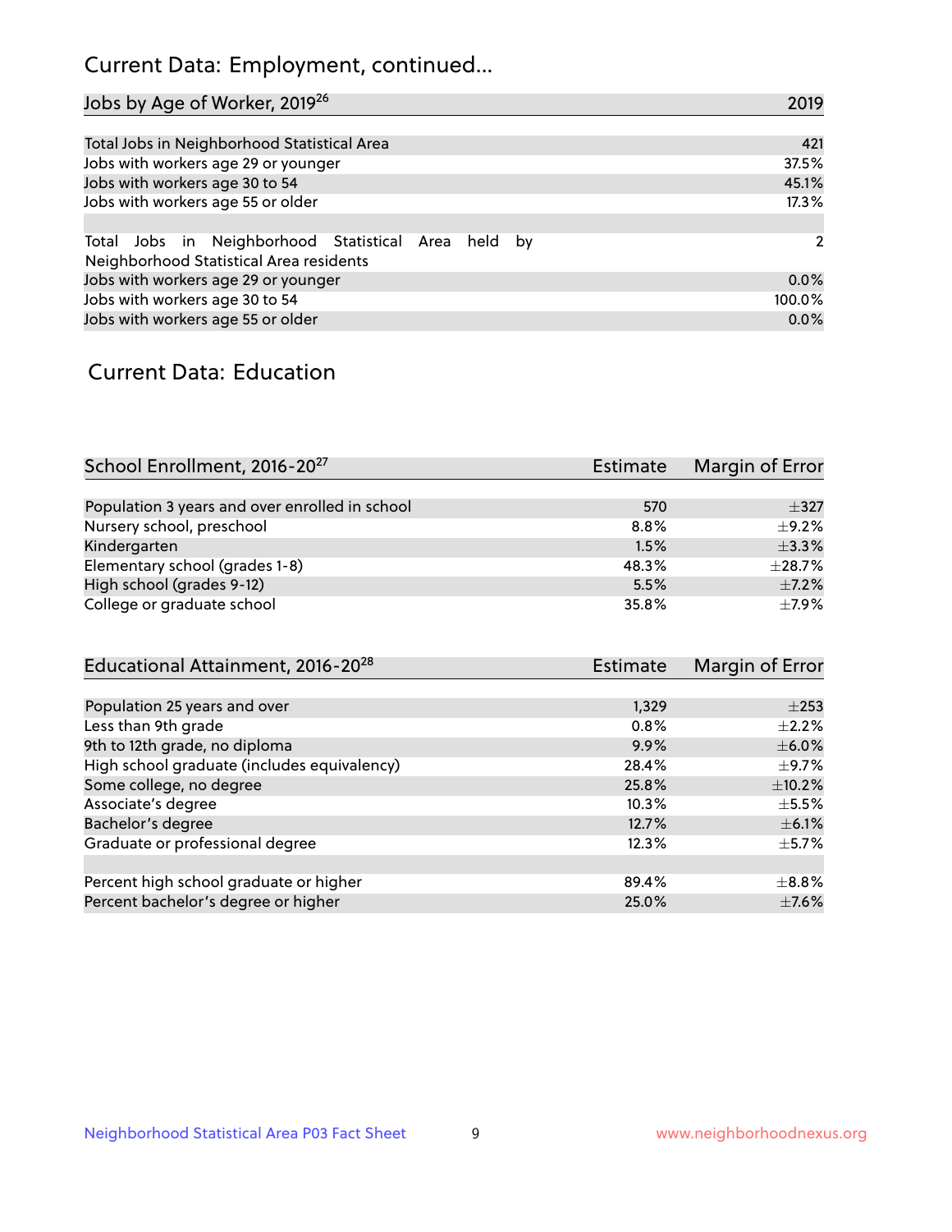# Current Data: Employment, continued...

| Jobs by Age of Worker, 2019[26] | 2019 |
|---|---|
| Total Jobs in Neighborhood Statistical Area | 421 |
| Jobs with workers age 29 or younger | 37.5% |
| Jobs with workers age 30 to 54 | 45.1% |
| Jobs with workers age 55 or older | 17.3% |
| | |
| Total Jobs in Neighborhood Statistical Area held by Neighborhood Statistical Area residents | 2 |
| Jobs with workers age 29 or younger | 0.0% |
| Jobs with workers age 30 to 54 | 100.0% |
| Jobs with workers age 55 or older | 0.0% |

## Current Data: Education

| School Enrollment, 2016-20[27] | Estimate | Margin of Error |
|---|---|---|
| Population 3 years and over enrolled in school | 570 | ±327 |
| Nursery school, preschool | 8.8% | ±9.2% |
| Kindergarten | 1.5% | ±3.3% |
| Elementary school (grades 1-8) | 48.3% | ±28.7% |
| High school (grades 9-12) | 5.5% | ±7.2% |
| College or graduate school | 35.8% | ±7.9% |

| Educational Attainment, 2016-20[28] | Estimate | Margin of Error |
|---|---|---|
| Population 25 years and over | 1,329 | ±253 |
| Less than 9th grade | 0.8% | ±2.2% |
| 9th to 12th grade, no diploma | 9.9% | ±6.0% |
| High school graduate (includes equivalency) | 28.4% | ±9.7% |
| Some college, no degree | 25.8% | ±10.2% |
| Associate's degree | 10.3% | ±5.5% |
| Bachelor's degree | 12.7% | ±6.1% |
| Graduate or professional degree | 12.3% | ±5.7% |
| | | |
| Percent high school graduate or higher | 89.4% | ±8.8% |
| Percent bachelor's degree or higher | 25.0% | ±7.6% |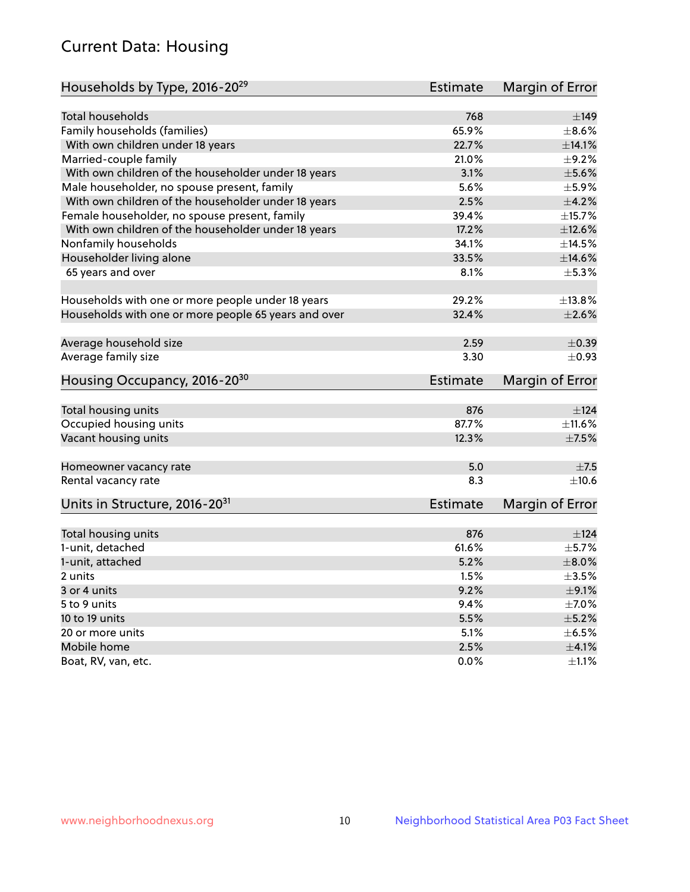## Current Data: Housing

| Households by Type, 2016-20[29] | Estimate | Margin of Error |
|---|---|---|
| Total households | 768 | ±149 |
| Family households (families) | 65.9% | ±8.6% |
| With own children under 18 years | 22.7% | ±14.1% |
| Married-couple family | 21.0% | ±9.2% |
| With own children of the householder under 18 years | 3.1% | ±5.6% |
| Male householder, no spouse present, family | 5.6% | ±5.9% |
| With own children of the householder under 18 years | 2.5% | ±4.2% |
| Female householder, no spouse present, family | 39.4% | ±15.7% |
| With own children of the householder under 18 years | 17.2% | ±12.6% |
| Nonfamily households | 34.1% | ±14.5% |
| Householder living alone | 33.5% | ±14.6% |
| 65 years and over | 8.1% | ±5.3% |
| Households with one or more people under 18 years | 29.2% | ±13.8% |
| Households with one or more people 65 years and over | 32.4% | ±2.6% |
| Average household size | 2.59 | ±0.39 |
| Average family size | 3.30 | ±0.93 |

| Housing Occupancy, 2016-20[30] | Estimate | Margin of Error |
|---|---|---|
| Total housing units | 876 | ±124 |
| Occupied housing units | 87.7% | ±11.6% |
| Vacant housing units | 12.3% | ±7.5% |
| Homeowner vacancy rate | 5.0 | ±7.5 |
| Rental vacancy rate | 8.3 | ±10.6 |

| Units in Structure, 2016-20[31] | Estimate | Margin of Error |
|---|---|---|
| Total housing units | 876 | ±124 |
| 1-unit, detached | 61.6% | ±5.7% |
| 1-unit, attached | 5.2% | ±8.0% |
| 2 units | 1.5% | ±3.5% |
| 3 or 4 units | 9.2% | ±9.1% |
| 5 to 9 units | 9.4% | ±7.0% |
| 10 to 19 units | 5.5% | ±5.2% |
| 20 or more units | 5.1% | ±6.5% |
| Mobile home | 2.5% | ±4.1% |
| Boat, RV, van, etc. | 0.0% | ±1.1% |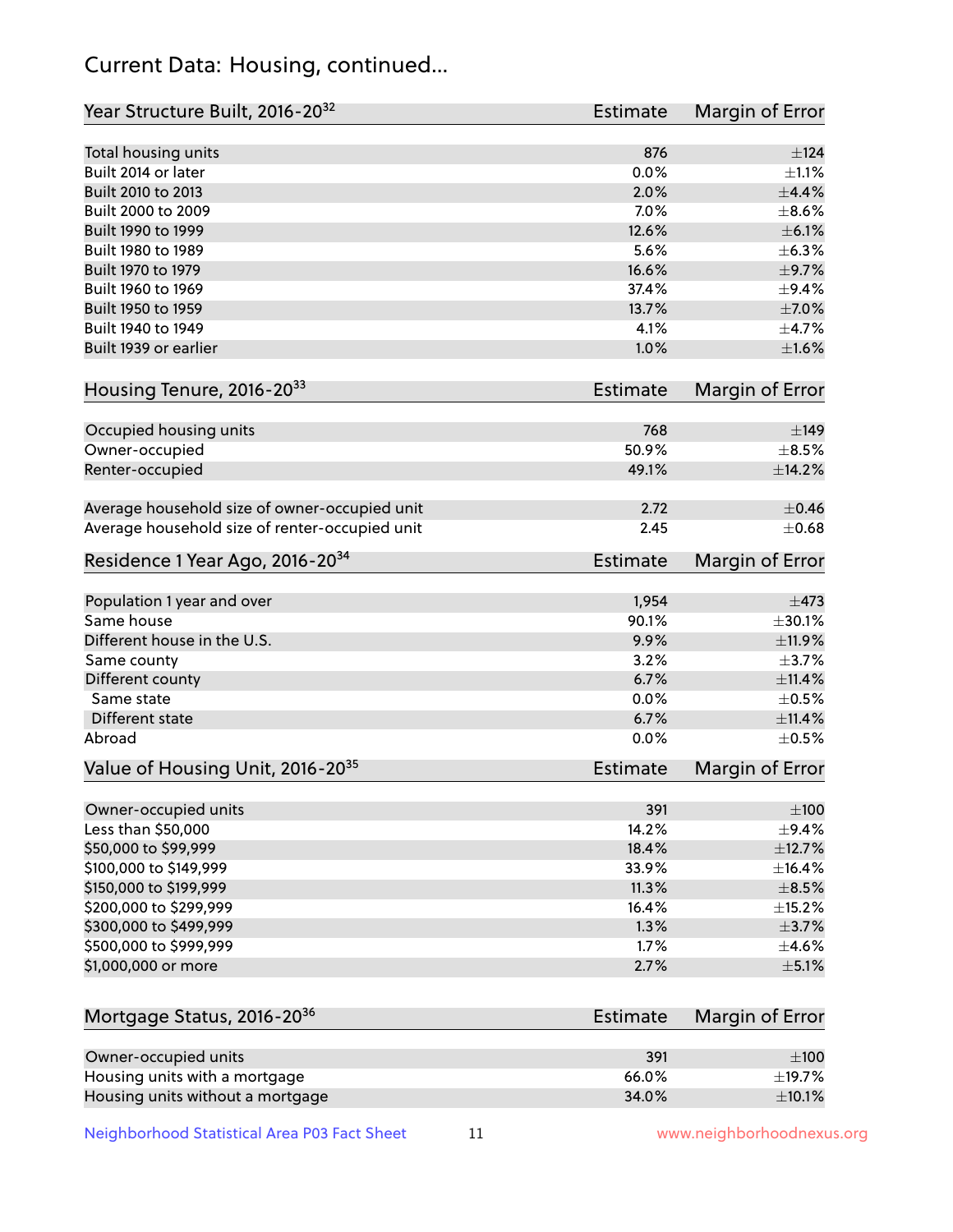## Current Data: Housing, continued...

| Year Structure Built, 2016-20[32] | Estimate | Margin of Error |
|---|---|---|
| Total housing units | 876 | ±124 |
| Built 2014 or later | 0.0% | ±1.1% |
| Built 2010 to 2013 | 2.0% | ±4.4% |
| Built 2000 to 2009 | 7.0% | ±8.6% |
| Built 1990 to 1999 | 12.6% | ±6.1% |
| Built 1980 to 1989 | 5.6% | ±6.3% |
| Built 1970 to 1979 | 16.6% | ±9.7% |
| Built 1960 to 1969 | 37.4% | ±9.4% |
| Built 1950 to 1959 | 13.7% | ±7.0% |
| Built 1940 to 1949 | 4.1% | ±4.7% |
| Built 1939 or earlier | 1.0% | ±1.6% |

| Housing Tenure, 2016-20[33] | Estimate | Margin of Error |
|---|---|---|
| Occupied housing units | 768 | ±149 |
| Owner-occupied | 50.9% | ±8.5% |
| Renter-occupied | 49.1% | ±14.2% |
| Average household size of owner-occupied unit | 2.72 | ±0.46 |
| Average household size of renter-occupied unit | 2.45 | ±0.68 |

| Residence 1 Year Ago, 2016-20[34] | Estimate | Margin of Error |
|---|---|---|
| Population 1 year and over | 1,954 | ±473 |
| Same house | 90.1% | ±30.1% |
| Different house in the U.S. | 9.9% | ±11.9% |
| Same county | 3.2% | ±3.7% |
| Different county | 6.7% | ±11.4% |
| Same state | 0.0% | ±0.5% |
| Different state | 6.7% | ±11.4% |
| Abroad | 0.0% | ±0.5% |

| Value of Housing Unit, 2016-20[35] | Estimate | Margin of Error |
|---|---|---|
| Owner-occupied units | 391 | ±100 |
| Less than $50,000 | 14.2% | ±9.4% |
| $50,000 to $99,999 | 18.4% | ±12.7% |
| $100,000 to $149,999 | 33.9% | ±16.4% |
| $150,000 to $199,999 | 11.3% | ±8.5% |
| $200,000 to $299,999 | 16.4% | ±15.2% |
| $300,000 to $499,999 | 1.3% | ±3.7% |
| $500,000 to $999,999 | 1.7% | ±4.6% |
| $1,000,000 or more | 2.7% | ±5.1% |

| Mortgage Status, 2016-20[36] | Estimate | Margin of Error |
|---|---|---|
| Owner-occupied units | 391 | ±100 |
| Housing units with a mortgage | 66.0% | ±19.7% |
| Housing units without a mortgage | 34.0% | ±10.1% |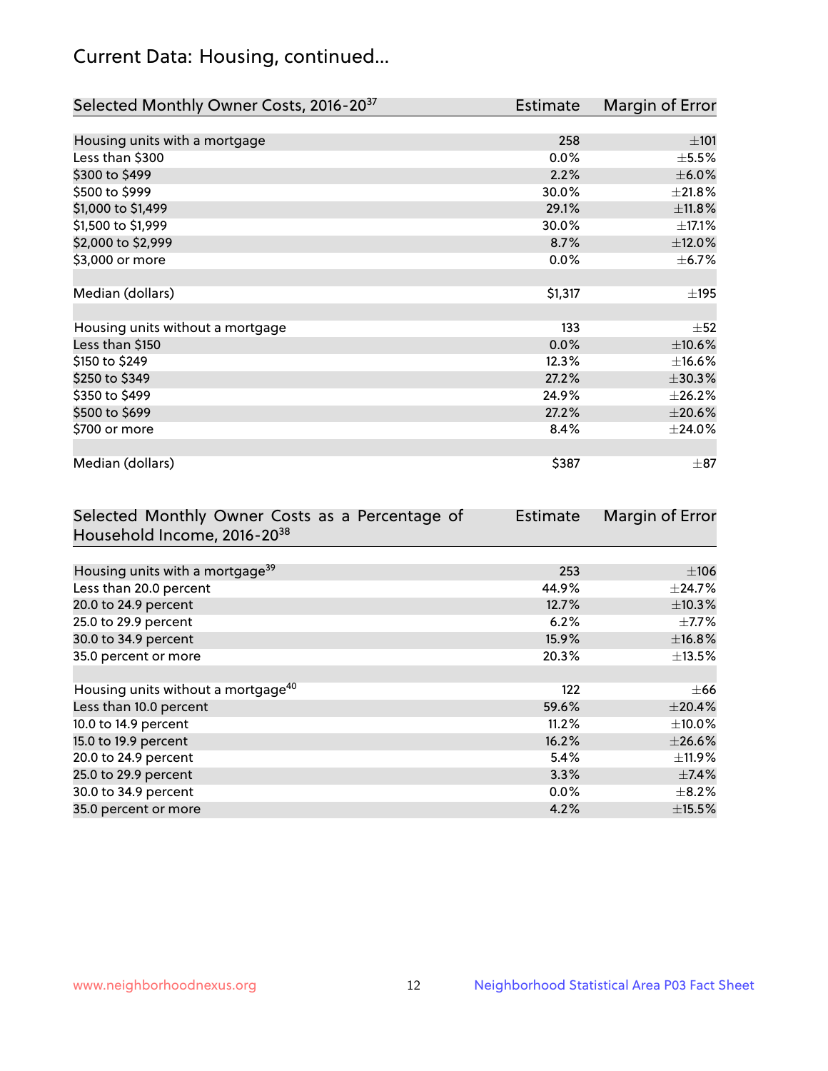## Current Data: Housing, continued...

| Selected Monthly Owner Costs, 2016-20[37] | Estimate | Margin of Error |
|---|---|---|
| Housing units with a mortgage | 258 | ±101 |
| Less than $300 | 0.0% | ±5.5% |
| $300 to $499 | 2.2% | ±6.0% |
| $500 to $999 | 30.0% | ±21.8% |
| $1,000 to $1,499 | 29.1% | ±11.8% |
| $1,500 to $1,999 | 30.0% | ±17.1% |
| $2,000 to $2,999 | 8.7% | ±12.0% |
| $3,000 or more | 0.0% | ±6.7% |
| | | |
| Median (dollars) | $1,317 | ±195 |
| | | |
| Housing units without a mortgage | 133 | ±52 |
| Less than $150 | 0.0% | ±10.6% |
| $150 to $249 | 12.3% | ±16.6% |
| $250 to $349 | 27.2% | ±30.3% |
| $350 to $499 | 24.9% | ±26.2% |
| $500 to $699 | 27.2% | ±20.6% |
| $700 or more | 8.4% | ±24.0% |
| | | |
| Median (dollars) | $387 | ±87 |

| Selected Monthly Owner Costs as a Percentage of Household Income, 2016-20[38] | Estimate | Margin of Error |
|---|---|---|
| Housing units with a mortgage[39] | 253 | ±106 |
| Less than 20.0 percent | 44.9% | ±24.7% |
| 20.0 to 24.9 percent | 12.7% | ±10.3% |
| 25.0 to 29.9 percent | 6.2% | ±7.7% |
| 30.0 to 34.9 percent | 15.9% | ±16.8% |
| 35.0 percent or more | 20.3% | ±13.5% |
| | | |
| Housing units without a mortgage[40] | 122 | ±66 |
| Less than 10.0 percent | 59.6% | ±20.4% |
| 10.0 to 14.9 percent | 11.2% | ±10.0% |
| 15.0 to 19.9 percent | 16.2% | ±26.6% |
| 20.0 to 24.9 percent | 5.4% | ±11.9% |
| 25.0 to 29.9 percent | 3.3% | ±7.4% |
| 30.0 to 34.9 percent | 0.0% | ±8.2% |
| 35.0 percent or more | 4.2% | ±15.5% |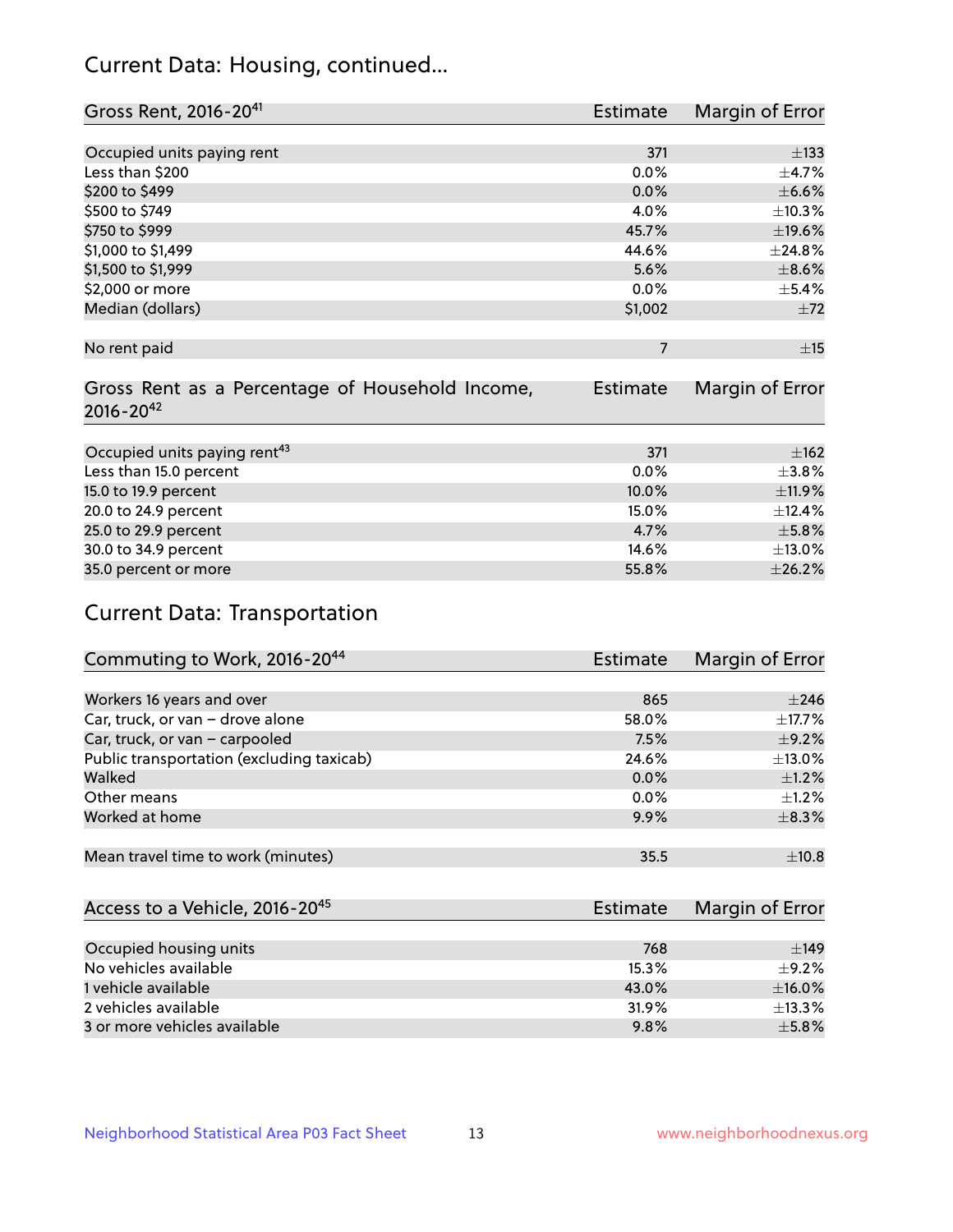## Current Data: Housing, continued...

| Gross Rent, 2016-20[41] | Estimate | Margin of Error |
|---|---|---|
| Occupied units paying rent | 371 | ±133 |
| Less than $200 | 0.0% | ±4.7% |
| $200 to $499 | 0.0% | ±6.6% |
| $500 to $749 | 4.0% | ±10.3% |
| $750 to $999 | 45.7% | ±19.6% |
| $1,000 to $1,499 | 44.6% | ±24.8% |
| $1,500 to $1,999 | 5.6% | ±8.6% |
| $2,000 or more | 0.0% | ±5.4% |
| Median (dollars) | $1,002 | ±72 |
| No rent paid | 7 | ±15 |

| Gross Rent as a Percentage of Household Income, 2016-20[42] | Estimate | Margin of Error |
|---|---|---|
| Occupied units paying rent[43] | 371 | ±162 |
| Less than 15.0 percent | 0.0% | ±3.8% |
| 15.0 to 19.9 percent | 10.0% | ±11.9% |
| 20.0 to 24.9 percent | 15.0% | ±12.4% |
| 25.0 to 29.9 percent | 4.7% | ±5.8% |
| 30.0 to 34.9 percent | 14.6% | ±13.0% |
| 35.0 percent or more | 55.8% | ±26.2% |

## Current Data: Transportation

| Commuting to Work, 2016-20[44] | Estimate | Margin of Error |
|---|---|---|
| Workers 16 years and over | 865 | ±246 |
| Car, truck, or van – drove alone | 58.0% | ±17.7% |
| Car, truck, or van – carpooled | 7.5% | ±9.2% |
| Public transportation (excluding taxicab) | 24.6% | ±13.0% |
| Walked | 0.0% | ±1.2% |
| Other means | 0.0% | ±1.2% |
| Worked at home | 9.9% | ±8.3% |
| Mean travel time to work (minutes) | 35.5 | ±10.8 |

| Access to a Vehicle, 2016-20[45] | Estimate | Margin of Error |
|---|---|---|
| Occupied housing units | 768 | ±149 |
| No vehicles available | 15.3% | ±9.2% |
| 1 vehicle available | 43.0% | ±16.0% |
| 2 vehicles available | 31.9% | ±13.3% |
| 3 or more vehicles available | 9.8% | ±5.8% |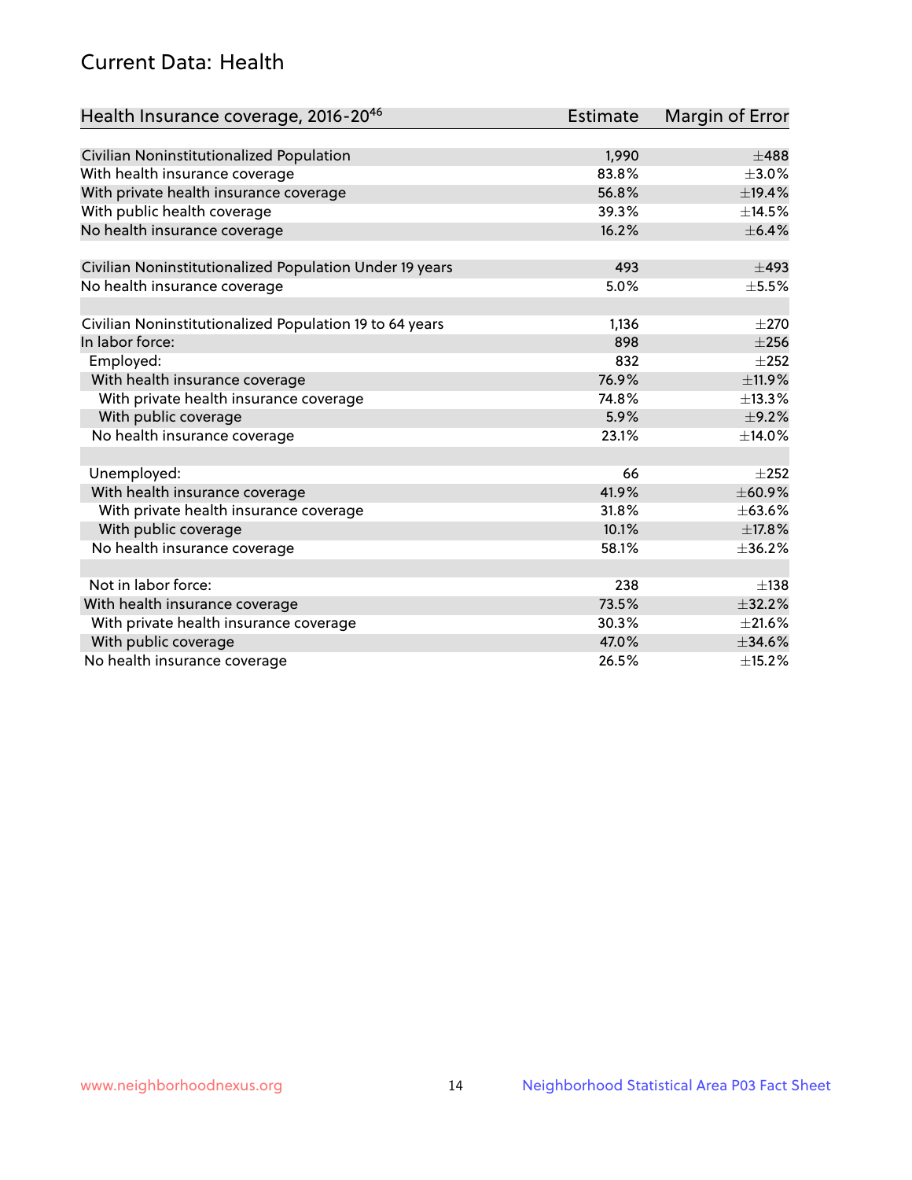## Current Data: Health

| Health Insurance coverage, 2016-20[46] | Estimate | Margin of Error |
|---|---|---|
| Civilian Noninstitutionalized Population | 1,990 | ±488 |
| With health insurance coverage | 83.8% | ±3.0% |
| With private health insurance coverage | 56.8% | ±19.4% |
| With public health coverage | 39.3% | ±14.5% |
| No health insurance coverage | 16.2% | ±6.4% |
| | | |
| Civilian Noninstitutionalized Population Under 19 years | 493 | ±493 |
| No health insurance coverage | 5.0% | ±5.5% |
| | | |
| Civilian Noninstitutionalized Population 19 to 64 years | 1,136 | ±270 |
| In labor force: | 898 | ±256 |
| Employed: | 832 | ±252 |
| With health insurance coverage | 76.9% | ±11.9% |
| With private health insurance coverage | 74.8% | ±13.3% |
| With public coverage | 5.9% | ±9.2% |
| No health insurance coverage | 23.1% | ±14.0% |
| | | |
| Unemployed: | 66 | ±252 |
| With health insurance coverage | 41.9% | ±60.9% |
| With private health insurance coverage | 31.8% | ±63.6% |
| With public coverage | 10.1% | ±17.8% |
| No health insurance coverage | 58.1% | ±36.2% |
| | | |
| Not in labor force: | 238 | ±138 |
| With health insurance coverage | 73.5% | ±32.2% |
| With private health insurance coverage | 30.3% | ±21.6% |
| With public coverage | 47.0% | ±34.6% |
| No health insurance coverage | 26.5% | ±15.2% |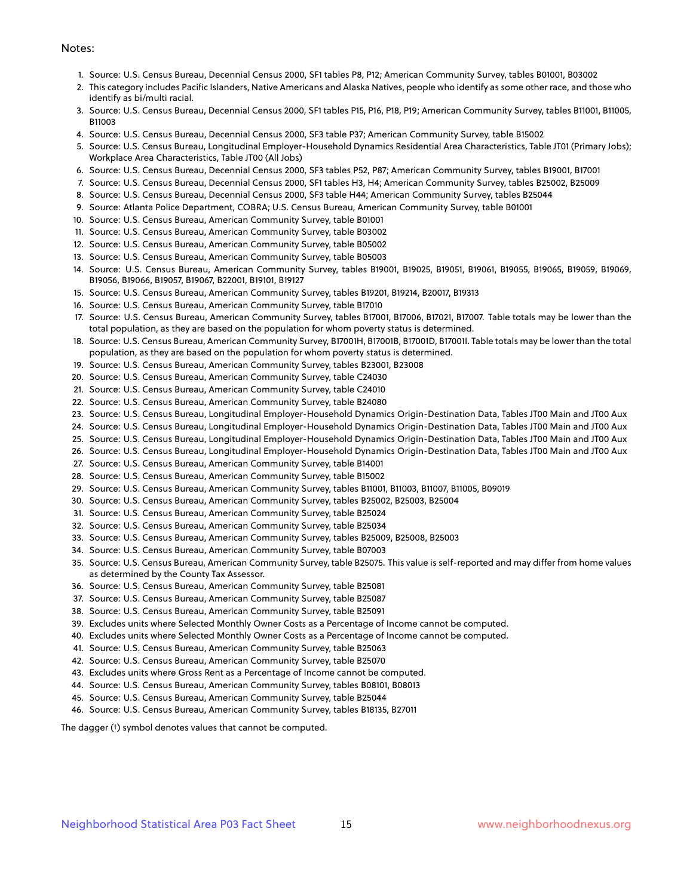Notes:

1. Source: U.S. Census Bureau, Decennial Census 2000, SF1 tables P8, P12; American Community Survey, tables B01001, B03002
2. This category includes Pacific Islanders, Native Americans and Alaska Natives, people who identify as some other race, and those who identify as bi/multi racial.
3. Source: U.S. Census Bureau, Decennial Census 2000, SF1 tables P15, P16, P18, P19; American Community Survey, tables B11001, B11005, B11003
4. Source: U.S. Census Bureau, Decennial Census 2000, SF3 table P37; American Community Survey, table B15002
5. Source: U.S. Census Bureau, Longitudinal Employer-Household Dynamics Residential Area Characteristics, Table JT01 (Primary Jobs); Workplace Area Characteristics, Table JT00 (All Jobs)
6. Source: U.S. Census Bureau, Decennial Census 2000, SF3 tables P52, P87; American Community Survey, tables B19001, B17001
7. Source: U.S. Census Bureau, Decennial Census 2000, SF1 tables H3, H4; American Community Survey, tables B25002, B25009
8. Source: U.S. Census Bureau, Decennial Census 2000, SF3 table H44; American Community Survey, tables B25044
9. Source: Atlanta Police Department, COBRA; U.S. Census Bureau, American Community Survey, table B01001
10. Source: U.S. Census Bureau, American Community Survey, table B01001
11. Source: U.S. Census Bureau, American Community Survey, table B03002
12. Source: U.S. Census Bureau, American Community Survey, table B05002
13. Source: U.S. Census Bureau, American Community Survey, table B05003
14. Source: U.S. Census Bureau, American Community Survey, tables B19001, B19025, B19051, B19061, B19055, B19065, B19059, B19069, B19056, B19066, B19057, B19067, B22001, B19101, B19127
15. Source: U.S. Census Bureau, American Community Survey, tables B19201, B19214, B20017, B19313
16. Source: U.S. Census Bureau, American Community Survey, table B17010
17. Source: U.S. Census Bureau, American Community Survey, tables B17001, B17006, B17021, B17007. Table totals may be lower than the total population, as they are based on the population for whom poverty status is determined.
18. Source: U.S. Census Bureau, American Community Survey, B17001H, B17001B, B17001D, B17001I. Table totals may be lower than the total population, as they are based on the population for whom poverty status is determined.
19. Source: U.S. Census Bureau, American Community Survey, tables B23001, B23008
20. Source: U.S. Census Bureau, American Community Survey, table C24030
21. Source: U.S. Census Bureau, American Community Survey, table C24010
22. Source: U.S. Census Bureau, American Community Survey, table B24080
23. Source: U.S. Census Bureau, Longitudinal Employer-Household Dynamics Origin-Destination Data, Tables JT00 Main and JT00 Aux
24. Source: U.S. Census Bureau, Longitudinal Employer-Household Dynamics Origin-Destination Data, Tables JT00 Main and JT00 Aux
25. Source: U.S. Census Bureau, Longitudinal Employer-Household Dynamics Origin-Destination Data, Tables JT00 Main and JT00 Aux
26. Source: U.S. Census Bureau, Longitudinal Employer-Household Dynamics Origin-Destination Data, Tables JT00 Main and JT00 Aux
27. Source: U.S. Census Bureau, American Community Survey, table B14001
28. Source: U.S. Census Bureau, American Community Survey, table B15002
29. Source: U.S. Census Bureau, American Community Survey, tables B11001, B11003, B11007, B11005, B09019
30. Source: U.S. Census Bureau, American Community Survey, tables B25002, B25003, B25004
31. Source: U.S. Census Bureau, American Community Survey, table B25024
32. Source: U.S. Census Bureau, American Community Survey, table B25034
33. Source: U.S. Census Bureau, American Community Survey, tables B25009, B25008, B25003
34. Source: U.S. Census Bureau, American Community Survey, table B07003
35. Source: U.S. Census Bureau, American Community Survey, table B25075. This value is self-reported and may differ from home values as determined by the County Tax Assessor.
36. Source: U.S. Census Bureau, American Community Survey, table B25081
37. Source: U.S. Census Bureau, American Community Survey, table B25087
38. Source: U.S. Census Bureau, American Community Survey, table B25091
39. Excludes units where Selected Monthly Owner Costs as a Percentage of Income cannot be computed.
40. Excludes units where Selected Monthly Owner Costs as a Percentage of Income cannot be computed.
41. Source: U.S. Census Bureau, American Community Survey, table B25063
42. Source: U.S. Census Bureau, American Community Survey, table B25070
43. Excludes units where Gross Rent as a Percentage of Income cannot be computed.
44. Source: U.S. Census Bureau, American Community Survey, tables B08101, B08013
45. Source: U.S. Census Bureau, American Community Survey, table B25044
46. Source: U.S. Census Bureau, American Community Survey, tables B18135, B27011

The dagger (†) symbol denotes values that cannot be computed.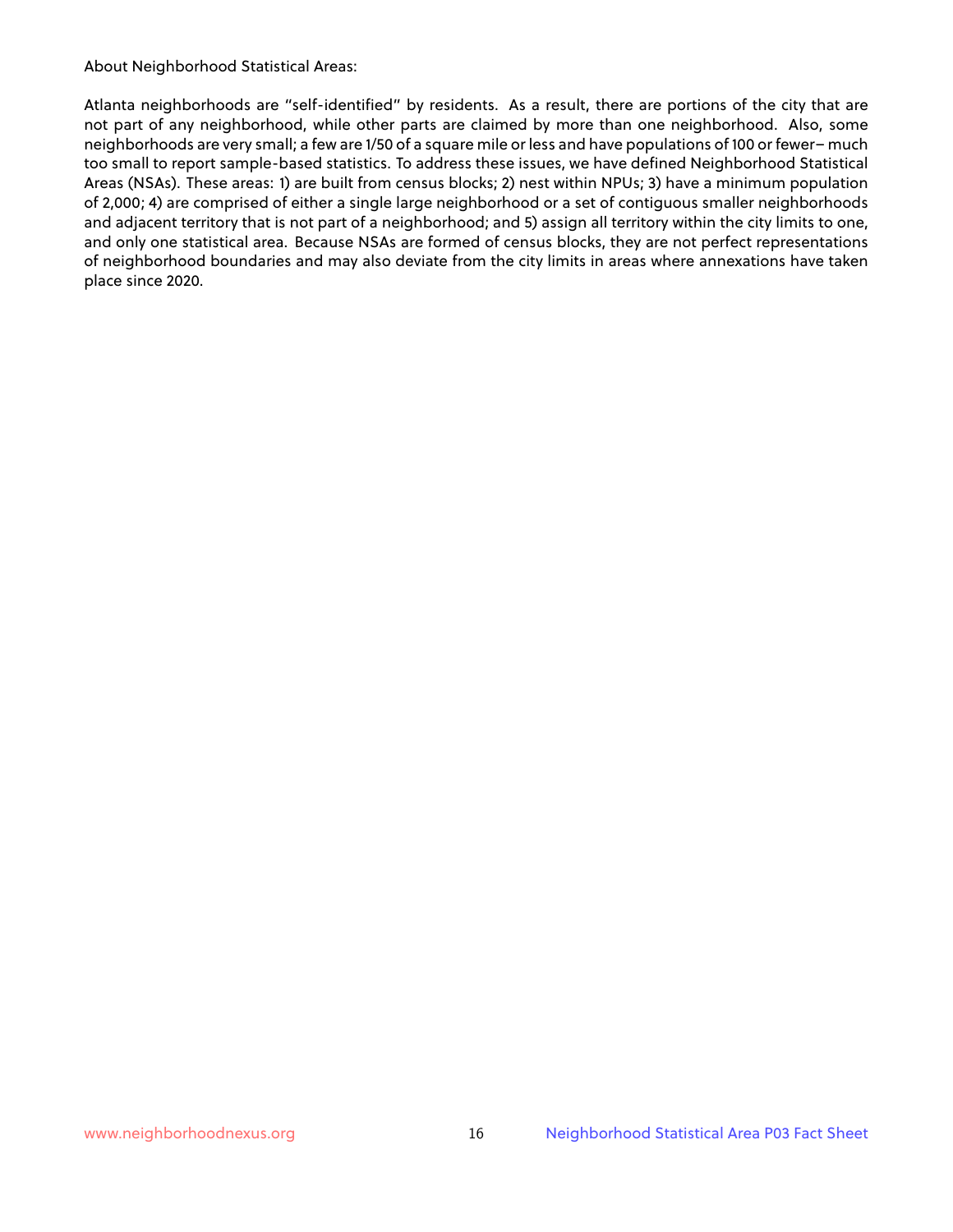About Neighborhood Statistical Areas:

Atlanta neighborhoods are "self-identified" by residents. As a result, there are portions of the city that are not part of any neighborhood, while other parts are claimed by more than one neighborhood. Also, some neighborhoods are very small; a few are 1/50 of a square mile or less and have populations of 100 or fewer– much too small to report sample-based statistics. To address these issues, we have defined Neighborhood Statistical Areas (NSAs). These areas: 1) are built from census blocks; 2) nest within NPUs; 3) have a minimum population of 2,000; 4) are comprised of either a single large neighborhood or a set of contiguous smaller neighborhoods and adjacent territory that is not part of a neighborhood; and 5) assign all territory within the city limits to one, and only one statistical area. Because NSAs are formed of census blocks, they are not perfect representations of neighborhood boundaries and may also deviate from the city limits in areas where annexations have taken place since 2020.